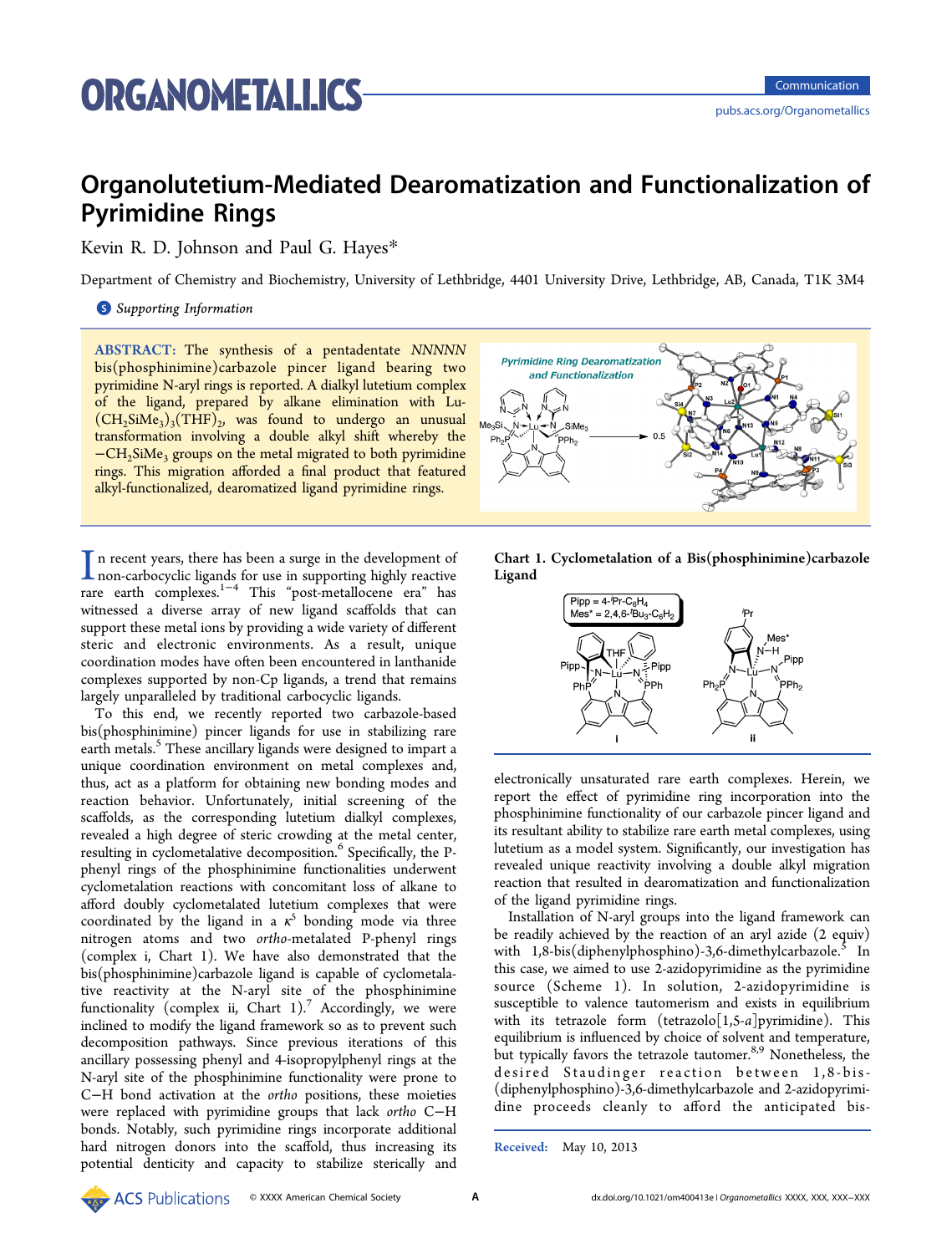# Organolutetium-Mediated Dearomatization and Functionalization of Pyrimidine Rings

Kevin R. D. Johnson and Paul G. Hayes*

Department of Chemistry and Biochemistry, University of Lethbridge, 4401 University Drive, Lethbridge, AB, Canada, T1K 3M4

*S* Supporting Information

**ABSTRACT:** The synthesis of a pentadentate *NNNNN* bis(phosphinimine)carbazole pincer ligand bearing two pyrimidine N-aryl rings is reported. A dialkyl lutetium complex of the ligand, prepared by alkane elimination with $Lu(CH_2SiMe_3)_3(THF)_2$, was found to undergo an unusual transformation involving a double alkyl shift whereby the $-CH_2SiMe_3$ groups on the metal migrated to both pyrimidine rings. This migration afforded a final product that featured alkyl-functionalized, dearomatized ligand pyrimidine rings.

In recent years, there has been a surge in the development of non-carbocyclic ligands for use in supporting highly reactive rare earth complexes.[1−4] This "post-metallocene era" has witnessed a diverse array of new ligand scaffolds that can support these metal ions by providing a wide variety of different steric and electronic environments. As a result, unique coordination modes have often been encountered in lanthanide complexes supported by non-Cp ligands, a trend that remains largely unparalleled by traditional carbocyclic ligands.

To this end, we recently reported two carbazole-based bis(phosphinimine) pincer ligands for use in stabilizing rare earth metals.[5] These ancillary ligands were designed to impart a unique coordination environment on metal complexes and, thus, act as a platform for obtaining new bonding modes and reaction behavior. Unfortunately, initial screening of the scaffolds, as the corresponding lutetium dialkyl complexes, revealed a high degree of steric crowding at the metal center, resulting in cyclometalative decomposition.[6] Specifically, the P-phenyl rings of the phosphinimine functionalities underwent cyclometalation reactions with concomitant loss of alkane to afford doubly cyclometalated lutetium complexes that were coordinated by the ligand in a $\kappa^5$ bonding mode via three nitrogen atoms and two *ortho*-metalated P-phenyl rings (complex i, Chart 1). We have also demonstrated that the bis(phosphinimine)carbazole ligand is capable of cyclometalative reactivity at the N-aryl site of the phosphinimine functionality (complex ii, Chart 1).[7] Accordingly, we were inclined to modify the ligand framework so as to prevent such decomposition pathways. Since previous iterations of this ancillary ligand possessing phenyl and 4-isopropylphenyl rings at the N-aryl site of the phosphinimine functionalities were prone to C−H bond activation at the *ortho* positions, these moieties were replaced with pyrimidine groups that lack *ortho* C−H bonds. Notably, such pyrimidine rings incorporate additional hard nitrogen donors into the scaffold, thus increasing its potential denticity and capacity to stabilize sterically and electronically unsaturated rare earth complexes. Herein, we report the effect of pyrimidine ring incorporation into the phosphinimine functionality of our carbazole pincer ligand and its resultant ability to stabilize rare earth metal complexes, using lutetium as a model system. Significantly, our investigation has revealed unique reactivity involving a double alkyl migration reaction that resulted in dearomatization and functionalization of the ligand pyrimidine rings.

**Chart 1. Cyclometalation of a Bis(phosphinimine)carbazole Ligand**

Installation of N-aryl groups into the ligand framework can be readily achieved by the reaction of an aryl azide (2 equiv) with 1,8-bis(diphenylphosphino)-3,6-dimethylcarbazole.[5] In this case, we aimed to use 2-azidopyrimidine as the pyrimidine source (Scheme 1). In solution, 2-azidopyrimidine is susceptible to valence tautomerism and exists in equilibrium with its tetrazole form (tetrazolo[1,5-*a*]pyrimidine). This equilibrium is influenced by choice of solvent and temperature, but typically favors the tetrazole tautomer.[8,9] Nonetheless, the desired Staudinger reaction between 1,8-bis(diphenylphosphino)-3,6-dimethylcarbazole and 2-azidopyrimidine proceeds cleanly to afford the anticipated bis-

Received: May 10, 2013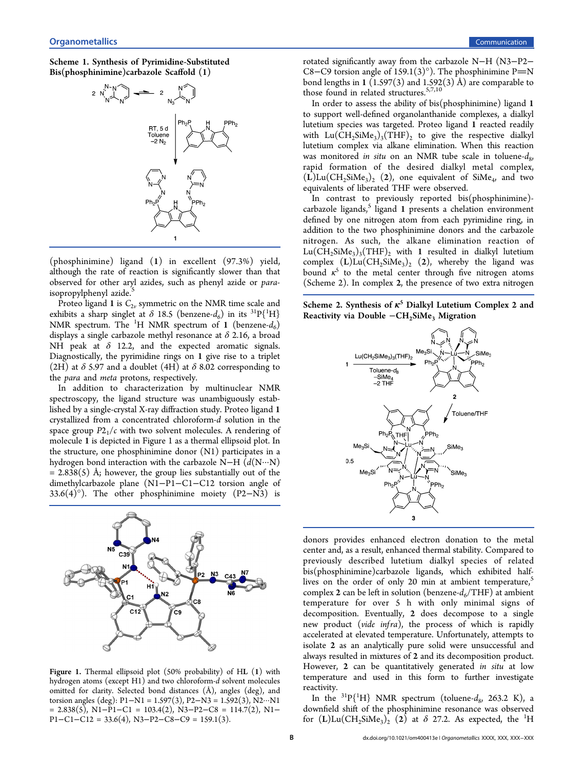**Scheme 1. Synthesis of Pyrimidine-Substituted Bis(phosphinimine)carbazole Scaffold (1)**

(phosphinimine) ligand (1) in excellent (97.3%) yield, although the rate of reaction is significantly slower than that observed for other aryl azides, such as phenyl azide or *para*-isopropylphenyl azide.[5]

Proteo ligand 1 is $C_{2v}$ symmetric on the NMR time scale and exhibits a sharp singlet at δ 18.5 (benzene-$d_6$) in its $^{31}P\{^1H\}$ NMR spectrum. The $^1H$ NMR spectrum of 1 (benzene-$d_6$) displays a single carbazole methyl resonance at δ 2.16, a broad NH peak at δ 12.2, and the expected aromatic signals. Diagnostically, the pyrimidine rings on 1 give rise to a triplet (2H) at δ 5.97 and a doublet (4H) at δ 8.02 corresponding to the *para* and *meta* protons, respectively.

In addition to characterization by multinuclear NMR spectroscopy, the ligand structure was unambiguously established by a single-crystal X-ray diffraction study. Proteo ligand 1 crystallized from a concentrated chloroform-*d* solution in the space group $P2_1/c$ with two solvent molecules. A rendering of molecule 1 is depicted in Figure 1 as a thermal ellipsoid plot. In the structure, one phosphinimine donor (N1) participates in a hydrogen bond interaction with the carbazole N–H ($d$(N···N) = 2.838(5) Å; however, the group lies substantially out of the dimethylcarbazole plane (N1–P1–C1–C12 torsion angle of 33.6(4)°). The other phosphinimine moiety (P2–N3) is rotated significantly away from the carbazole N–H (N3–P2–C8–C9 torsion angle of 159.1(3)°). The phosphinimine P=N bond lengths in 1 (1.597(3) and 1.592(3) Å) are comparable to those found in related structures.[5,7,10]

Figure 1. Thermal ellipsoid plot (50% probability) of HL (1) with hydrogen atoms (except H1) and two chloroform-*d* solvent molecules omitted for clarity. Selected bond distances (Å), angles (deg), and torsion angles (deg): P1–N1 = 1.597(3), P2–N3 = 1.592(3), N2···N1 = 2.838(5), N1–P1–C1 = 103.4(2), N3–P2–C8 = 114.7(2), N1–P1–C1–C12 = 33.6(4), N3–P2–C8–C9 = 159.1(3).

In order to assess the ability of bis(phosphinimine) ligand 1 to support well-defined organolanthanide complexes, a dialkyl lutetium species was targeted. Proteo ligand 1 reacted readily with $Lu(CH_2SiMe_3)_3(THF)_2$ to give the respective dialkyl lutetium complex via alkane elimination. When this reaction was monitored *in situ* on an NMR tube scale in toluene-$d_8$, rapid formation of the desired dialkyl metal complex, (L)$Lu(CH_2SiMe_3)_2$ (2), one equivalent of $SiMe_4$, and two equivalents of liberated THF were observed.

In contrast to previously reported bis(phosphinimine)-carbazole ligands,[5] ligand 1 presents a chelation environment defined by one nitrogen atom from each pyrimidine ring, in addition to the two phosphinimine donors and the carbazole nitrogen. As such, the alkane elimination reaction of $Lu(CH_2SiMe_3)_3(THF)_2$ with 1 resulted in dialkyl lutetium complex (L)$Lu(CH_2SiMe_3)_2$ (2), whereby the ligand was bound $\kappa^5$ to the metal center through five nitrogen atoms (Scheme 2). In complex 2, the presence of two extra nitrogen donors provides enhanced electron donation to the metal center and, as a result, enhanced thermal stability. Compared to previously described lutetium dialkyl species of related bis(phosphinimine)carbazole ligands, which exhibited half-lives on the order of only 20 min at ambient temperature,[5] complex 2 can be left in solution (benzene-$d_6$/THF) at ambient temperature for over 5 h with only minimal signs of decomposition. Eventually, 2 does decompose to a single new product (*vide infra*), the process of which is rapidly accelerated at elevated temperature. Unfortunately, attempts to isolate 2 as an analytically pure solid were unsuccessful and always resulted in mixtures of 2 and its decomposition product. However, 2 can be quantitatively generated *in situ* at low temperature and used in this form to further investigate reactivity.

**Scheme 2. Synthesis of $\kappa^5$ Dialkyl Lutetium Complex 2 and Reactivity via Double $-CH_2SiMe_3$ Migration**

In the $^{31}P\{^1H\}$ NMR spectrum (toluene-$d_8$, 263.2 K), a downfield shift of the phosphinimine resonance was observed for (L)$Lu(CH_2SiMe_3)_2$ (2) at δ 27.2. As expected, the $^1H$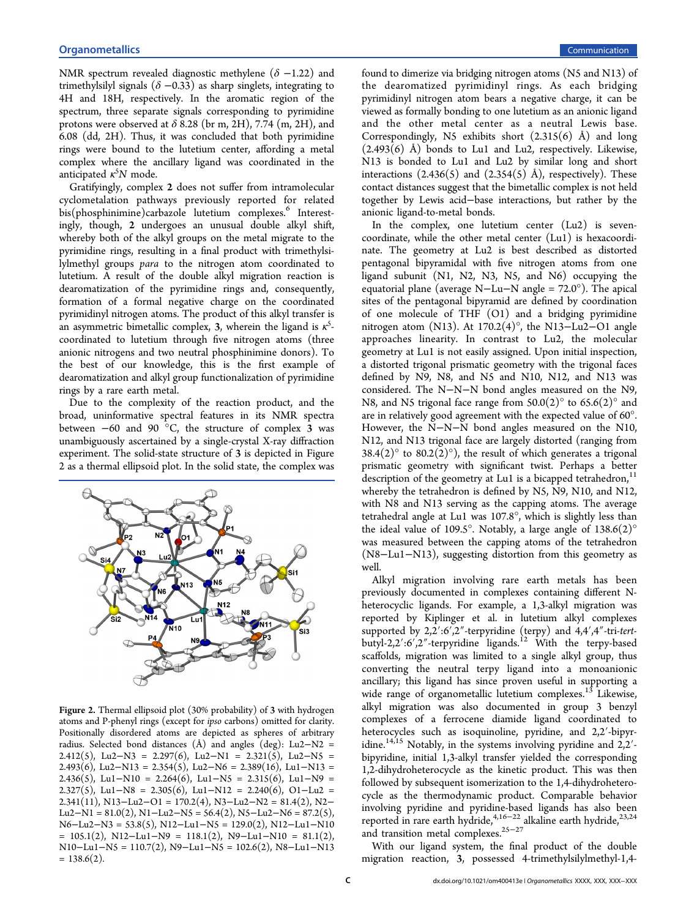NMR spectrum revealed diagnostic methylene ($\delta$ −1.22) and trimethylsilyl signals ($\delta$ −0.33) as sharp singlets, integrating to 4H and 18H, respectively. In the aromatic region of the spectrum, three separate signals corresponding to pyrimidine protons were observed at $\delta$ 8.28 (br m, 2H), 7.74 (m, 2H), and 6.08 (dd, 2H). Thus, it was concluded that both pyrimidine rings were bound to the lutetium center, affording a metal complex where the ancillary ligand was coordinated in the anticipated $\kappa^5 N$ mode.

Gratifyingly, complex **2** does not suffer from intramolecular cyclometalation pathways previously reported for related bis(phosphinimine)carbazole lutetium complexes.[6] Interestingly, though, **2** undergoes an unusual double alkyl shift, whereby both of the alkyl groups on the metal migrate to the pyrimidine rings, resulting in a final product with trimethylsilylmethyl groups *para* to the nitrogen atom coordinated to lutetium. A result of the double alkyl migration reaction is dearomatization of the pyrimidine rings and, consequently, formation of a formal negative charge on the coordinated pyrimidinyl nitrogen atoms. The product of this alkyl transfer is an asymmetric bimetallic complex, **3**, wherein the ligand is $\kappa^5$-coordinated to lutetium through five nitrogen atoms (three anionic nitrogens and two neutral phosphinimine donors). To the best of our knowledge, this is the first example of dearomatization and alkyl group functionalization of pyrimidine rings by a rare earth metal.

Due to the complexity of the reaction product, and the broad, uninformative spectral features in its NMR spectra between −60 and 90 °C, the structure of complex **3** was unambiguously ascertained by a single-crystal X-ray diffraction experiment. The solid-state structure of **3** is depicted in Figure 2 as a thermal ellipsoid plot. In the solid state, the complex was found to dimerize via bridging nitrogen atoms (N5 and N13) of the dearomatized pyrimidinyl rings. As each bridging pyrimidinyl nitrogen atom bears a negative charge, it can be viewed as formally bonding to one lutetium as an anionic ligand and the other metal center as a neutral Lewis base. Correspondingly, N5 exhibits short (2.315(6) Å) and long (2.493(6) Å) bonds to Lu1 and Lu2, respectively. Likewise, N13 is bonded to Lu1 and Lu2 by similar long and short interactions (2.436(5) and (2.354(5) Å), respectively). These contact distances suggest that the bimetallic complex is not held together by Lewis acid−base interactions, but rather by the anionic ligand-to-metal bonds.

**Figure 2.** Thermal ellipsoid plot (30% probability) of **3** with hydrogen atoms and P-phenyl rings (except for *ipso* carbons) omitted for clarity. Positionally disordered atoms are depicted as spheres of arbitrary radius. Selected bond distances (Å) and angles (deg): Lu2−N2 = 2.412(5), Lu2−N3 = 2.297(6), Lu2−N1 = 2.321(5), Lu2−N5 = 2.493(6), Lu2−N13 = 2.354(5), Lu2−N6 = 2.389(16), Lu1−N13 = 2.436(5), Lu1−N10 = 2.264(6), Lu1−N5 = 2.315(6), Lu1−N9 = 2.327(5), Lu1−N8 = 2.305(6), Lu1−N12 = 2.240(6), O1−Lu2 = 2.341(11), N13−Lu2−O1 = 170.2(4), N3−Lu2−N2 = 81.4(2), N2−Lu2−N1 = 81.0(2), N1−Lu2−N5 = 56.4(2), N5−Lu2−N6 = 87.2(5), N6−Lu2−N3 = 53.8(5), N12−Lu1−N5 = 129.0(2), N12−Lu1−N10 = 105.1(2), N12−Lu1−N9 = 118.1(2), N9−Lu1−N10 = 81.1(2), N10−Lu1−N5 = 110.7(2), N9−Lu1−N5 = 102.6(2), N8−Lu1−N13 = 138.6(2).

In the complex, one lutetium center (Lu2) is seven-coordinate, while the other metal center (Lu1) is hexacoordinate. The geometry at Lu2 is best described as distorted pentagonal bipyramidal with five nitrogen atoms from one ligand subunit (N1, N2, N3, N5, and N6) occupying the equatorial plane (average N−Lu−N angle = 72.0°). The apical sites of the pentagonal bipyramid are defined by coordination of one molecule of THF (O1) and a bridging pyrimidine nitrogen atom (N13). At 170.2(4)°, the N13−Lu2−O1 angle approaches linearity. In contrast to Lu2, the molecular geometry at Lu1 is not easily assigned. Upon initial inspection, a distorted trigonal prismatic geometry with the trigonal faces defined by N9, N8, and N5 and N10, N12, and N13 was considered. The N−N−N bond angles measured on the N9, N8, and N5 trigonal face range from 50.0(2)° to 65.6(2)° and are in relatively good agreement with the expected value of 60°. However, the N−N−N bond angles measured on the N10, N12, and N13 trigonal face are largely distorted (ranging from 38.4(2)° to 80.2(2)°), the result of which generates a trigonal prismatic geometry with significant twist. Perhaps a better description of the geometry at Lu1 is a bicapped tetrahedron,[11] whereby the tetrahedron is defined by N5, N9, N10, and N12, with N8 and N13 serving as the capping atoms. The average tetrahedral angle at Lu1 was 107.8°, which is slightly less than the ideal value of 109.5°. Notably, a large angle of 138.6(2)° was measured between the capping atoms of the tetrahedron (N8−Lu1−N13), suggesting distortion from this geometry as well.

Alkyl migration involving rare earth metals has been previously documented in complexes containing different N-heterocyclic ligands. For example, a 1,3-alkyl migration was reported by Kiplinger et al. in lutetium alkyl complexes supported by 2,2′:6′,2″-terpyridine (terpy) and 4,4′,4″-tri-*tert*-butyl-2,2′:6′,2″-terpyridine ligands.[12] With the terpy-based scaffolds, migration was limited to a single alkyl group, thus converting the neutral terpy ligand into a monoanionic ancillary; this ligand has since proven useful in supporting a wide range of organometallic lutetium complexes.[13] Likewise, alkyl migration was also documented in group 3 benzyl complexes of a ferrocene diamide ligand coordinated to heterocycles such as isoquinoline, pyridine, and 2,2′-bipyridine.[14,15] Notably, in the systems involving pyridine and 2,2′-bipyridine, initial 1,3-alkyl transfer yielded the corresponding 1,2-dihydroheterocycle as the kinetic product. This was then followed by subsequent isomerization to the 1,4-dihydroheterocycle as the thermodynamic product. Comparable behavior involving pyrimidine and pyridine-based ligands has also been reported in rare earth hydride,[4,16−22] alkaline earth hydride,[23,24] and transition metal complexes.[25−27]

With our ligand system, the final product of the double migration reaction, **3**, possessed 4-trimethylsilylmethyl-1,4-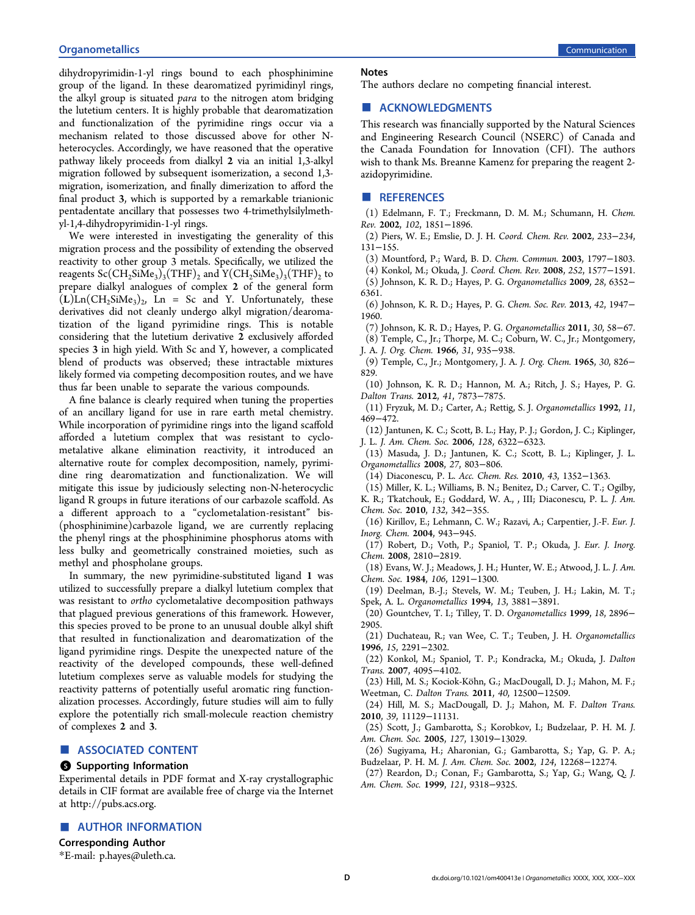dihydropyrimidin-1-yl rings bound to each phosphinimine group of the ligand. In these dearomatized pyrimidinyl rings, the alkyl group is situated *para* to the nitrogen atom bridging the lutetium centers. It is highly probable that dearomatization and functionalization of the pyrimidine rings occur via a mechanism related to those discussed above for other N-heterocycles. Accordingly, we have reasoned that the operative pathway likely proceeds from dialkyl **2** via an initial 1,3-alkyl migration followed by subsequent isomerization, a second 1,3-migration, isomerization, and finally dimerization to afford the final product **3**, which is supported by a remarkable trianionic pentadentate ancillary that possesses two 4-trimethylsilylmethyl-1,4-dihydropyrimidin-1-yl rings.

We were interested in investigating the generality of this migration process and the possibility of extending the observed reactivity to other group 3 metals. Specifically, we utilized the reagents $Sc(CH_2SiMe_3)_3(THF)_2$ and $Y(CH_2SiMe_3)_3(THF)_2$ to prepare dialkyl analogues of complex **2** of the general form $(\mathbf{L})Ln(CH_2SiMe_3)_2$, Ln = Sc and Y. Unfortunately, these derivatives did not cleanly undergo alkyl migration/dearomatization of the ligand pyrimidine rings. This is notable considering that the lutetium derivative **2** exclusively afforded species **3** in high yield. With Sc and Y, however, a complicated blend of products was observed; these intractable mixtures likely formed via competing decomposition routes, and we have thus far been unable to separate the various compounds.

A fine balance is clearly required when tuning the properties of an ancillary ligand for use in rare earth metal chemistry. While incorporation of pyrimidine rings into the ligand scaffold afforded a lutetium complex that was resistant to cyclometalative alkane elimination reactivity, it introduced an alternative route for complex decomposition, namely, pyrimidine ring dearomatization and functionalization. We will mitigate this issue by judiciously selecting non-N-heterocyclic ligand R groups in future iterations of our carbazole scaffold. As a different approach to a "cyclometalation-resistant" bis(phosphinimine)carbazole ligand, we are currently replacing the phenyl rings at the phosphinimine phosphorus atoms with less bulky and geometrically constrained moieties, such as methyl and phospholane groups.

In summary, the new pyrimidine-substituted ligand **1** was utilized to successfully prepare a dialkyl lutetium complex that was resistant to *ortho* cyclometalative decomposition pathways that plagued previous generations of this framework. However, this species proved to be prone to an unusual double alkyl shift that resulted in functionalization and dearomatization of the ligand pyrimidine rings. Despite the unexpected nature of the reactivity of the developed compounds, these well-defined lutetium complexes serve as valuable models for studying the reactivity patterns of potentially useful aromatic ring functionalization processes. Accordingly, future studies will aim to fully explore the potentially rich small-molecule reaction chemistry of complexes **2** and **3**.

## ASSOCIATED CONTENT

### Supporting Information

Experimental details in PDF format and X-ray crystallographic details in CIF format are available free of charge via the Internet at http://pubs.acs.org.

## AUTHOR INFORMATION

### Corresponding Author

*E-mail: p.hayes@uleth.ca.

### Notes

The authors declare no competing financial interest.

## ACKNOWLEDGMENTS

This research was financially supported by the Natural Sciences and Engineering Research Council (NSERC) of Canada and the Canada Foundation for Innovation (CFI). The authors wish to thank Ms. Breanne Kamenz for preparing the reagent 2-azidopyrimidine.

## REFERENCES

(1) Edelmann, F. T.; Freckmann, D. M. M.; Schumann, H. *Chem. Rev.* **2002**, *102*, 1851−1896.

(2) Piers, W. E.; Emslie, D. J. H. *Coord. Chem. Rev.* **2002**, *233–234*, 131−155.

(3) Mountford, P.; Ward, B. D. *Chem. Commun.* **2003**, 1797−1803.

(4) Konkol, M.; Okuda, J. *Coord. Chem. Rev.* **2008**, *252*, 1577−1591.

(5) Johnson, K. R. D.; Hayes, P. G. *Organometallics* **2009**, *28*, 6352−6361.

(6) Johnson, K. R. D.; Hayes, P. G. *Chem. Soc. Rev.* **2013**, *42*, 1947−1960.

(7) Johnson, K. R. D.; Hayes, P. G. *Organometallics* **2011**, *30*, 58−67.

(8) Temple, C., Jr.; Thorpe, M. C.; Coburn, W. C., Jr.; Montgomery, J. A. *J. Org. Chem.* **1966**, *31*, 935−938.

(9) Temple, C., Jr.; Montgomery, J. A. *J. Org. Chem.* **1965**, *30*, 826−829.

(10) Johnson, K. R. D.; Hannon, M. A.; Ritch, J. S.; Hayes, P. G. *Dalton Trans.* **2012**, *41*, 7873−7875.

(11) Fryzuk, M. D.; Carter, A.; Rettig, S. J. *Organometallics* **1992**, *11*, 469−472.

(12) Jantunen, K. C.; Scott, B. L.; Hay, P. J.; Gordon, J. C.; Kiplinger, J. L. *J. Am. Chem. Soc.* **2006**, *128*, 6322−6323.

(13) Masuda, J. D.; Jantunen, K. C.; Scott, B. L.; Kiplinger, J. L. *Organometallics* **2008**, *27*, 803−806.

(14) Diaconescu, P. L. *Acc. Chem. Res.* **2010**, *43*, 1352−1363.

(15) Miller, K. L.; Williams, B. N.; Benitez, D.; Carver, C. T.; Ogilby, K. R.; Tkatchouk, E.; Goddard, W. A., , III; Diaconescu, P. L. *J. Am. Chem. Soc.* **2010**, *132*, 342−355.

(16) Kirillov, E.; Lehmann, C. W.; Razavi, A.; Carpentier, J.-F. *Eur. J. Inorg. Chem.* **2004**, 943−945.

(17) Robert, D.; Voth, P.; Spaniol, T. P.; Okuda, J. *Eur. J. Inorg. Chem.* **2008**, 2810−2819.

(18) Evans, W. J.; Meadows, J. H.; Hunter, W. E.; Atwood, J. L. *J. Am. Chem. Soc.* **1984**, *106*, 1291−1300.

(19) Deelman, B.-J.; Stevels, W. M.; Teuben, J. H.; Lakin, M. T.; Spek, A. L. *Organometallics* **1994**, *13*, 3881−3891.

(20) Gountchev, T. I.; Tilley, T. D. *Organometallics* **1999**, *18*, 2896−2905.

(21) Duchateau, R.; van Wee, C. T.; Teuben, J. H. *Organometallics* **1996**, *15*, 2291−2302.

(22) Konkol, M.; Spaniol, T. P.; Kondracka, M.; Okuda, J. *Dalton Trans.* **2007**, 4095−4102.

(23) Hill, M. S.; Kociok-Köhn, G.; MacDougall, D. J.; Mahon, M. F.; Weetman, C. *Dalton Trans.* **2011**, *40*, 12500−12509.

(24) Hill, M. S.; MacDougall, D. J.; Mahon, M. F. *Dalton Trans.* **2010**, *39*, 11129−11131.

(25) Scott, J.; Gambarotta, S.; Korobkov, I.; Budzelaar, P. H. M. *J. Am. Chem. Soc.* **2005**, *127*, 13019−13029.

(26) Sugiyama, H.; Aharonian, G.; Gambarotta, S.; Yap, G. P. A.; Budzelaar, P. H. M. *J. Am. Chem. Soc.* **2002**, *124*, 12268−12274.

(27) Reardon, D.; Conan, F.; Gambarotta, S.; Yap, G.; Wang, Q. *J. Am. Chem. Soc.* **1999**, *121*, 9318−9325.